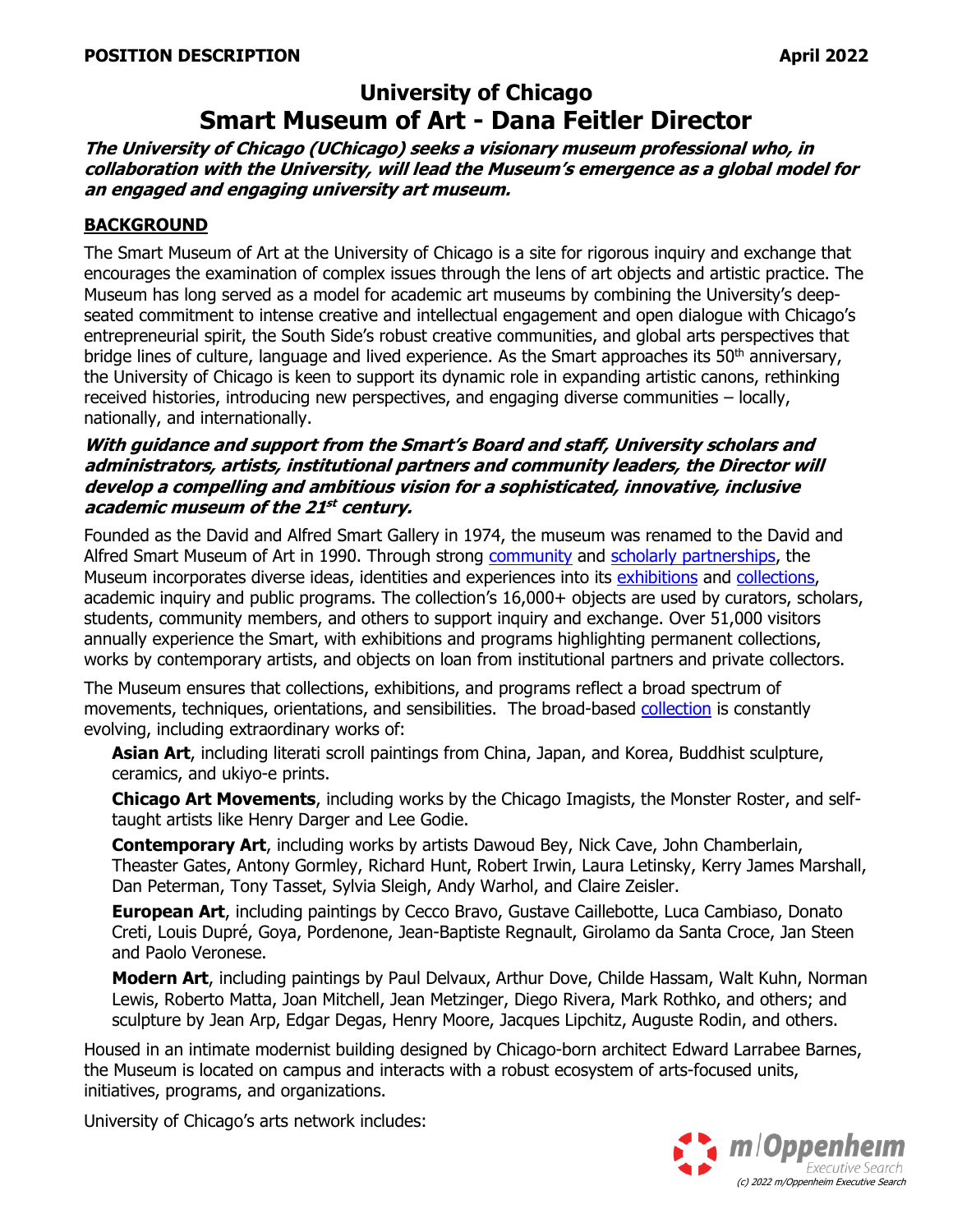**POSITION DESCRIPTION** **April 2022**

# University of Chicago
# Smart Museum of Art - Dana Feitler Director

***The University of Chicago (UChicago) seeks a visionary museum professional who, in collaboration with the University, will lead the Museum's emergence as a global model for an engaged and engaging university art museum.***

## BACKGROUND

The Smart Museum of Art at the University of Chicago is a site for rigorous inquiry and exchange that encourages the examination of complex issues through the lens of art objects and artistic practice. The Museum has long served as a model for academic art museums by combining the University's deep-seated commitment to intense creative and intellectual engagement and open dialogue with Chicago's entrepreneurial spirit, the South Side's robust creative communities, and global arts perspectives that bridge lines of culture, language and lived experience. As the Smart approaches its 50th anniversary, the University of Chicago is keen to support its dynamic role in expanding artistic canons, rethinking received histories, introducing new perspectives, and engaging diverse communities – locally, nationally, and internationally.

***With guidance and support from the Smart's Board and staff, University scholars and administrators, artists, institutional partners and community leaders, the Director will develop a compelling and ambitious vision for a sophisticated, innovative, inclusive academic museum of the 21st century.***

Founded as the David and Alfred Smart Gallery in 1974, the museum was renamed to the David and Alfred Smart Museum of Art in 1990. Through strong community and scholarly partnerships, the Museum incorporates diverse ideas, identities and experiences into its exhibitions and collections, academic inquiry and public programs. The collection's 16,000+ objects are used by curators, scholars, students, community members, and others to support inquiry and exchange. Over 51,000 visitors annually experience the Smart, with exhibitions and programs highlighting permanent collections, works by contemporary artists, and objects on loan from institutional partners and private collectors.

The Museum ensures that collections, exhibitions, and programs reflect a broad spectrum of movements, techniques, orientations, and sensibilities. The broad-based collection is constantly evolving, including extraordinary works of:

**Asian Art**, including literati scroll paintings from China, Japan, and Korea, Buddhist sculpture, ceramics, and ukiyo-e prints.

**Chicago Art Movements**, including works by the Chicago Imagists, the Monster Roster, and self-taught artists like Henry Darger and Lee Godie.

**Contemporary Art**, including works by artists Dawoud Bey, Nick Cave, John Chamberlain, Theaster Gates, Antony Gormley, Richard Hunt, Robert Irwin, Laura Letinsky, Kerry James Marshall, Dan Peterman, Tony Tasset, Sylvia Sleigh, Andy Warhol, and Claire Zeisler.

**European Art**, including paintings by Cecco Bravo, Gustave Caillebotte, Luca Cambiaso, Donato Creti, Louis Dupré, Goya, Pordenone, Jean-Baptiste Regnault, Girolamo da Santa Croce, Jan Steen and Paolo Veronese.

**Modern Art**, including paintings by Paul Delvaux, Arthur Dove, Childe Hassam, Walt Kuhn, Norman Lewis, Roberto Matta, Joan Mitchell, Jean Metzinger, Diego Rivera, Mark Rothko, and others; and sculpture by Jean Arp, Edgar Degas, Henry Moore, Jacques Lipchitz, Auguste Rodin, and others.

Housed in an intimate modernist building designed by Chicago-born architect Edward Larrabee Barnes, the Museum is located on campus and interacts with a robust ecosystem of arts-focused units, initiatives, programs, and organizations.

University of Chicago's arts network includes: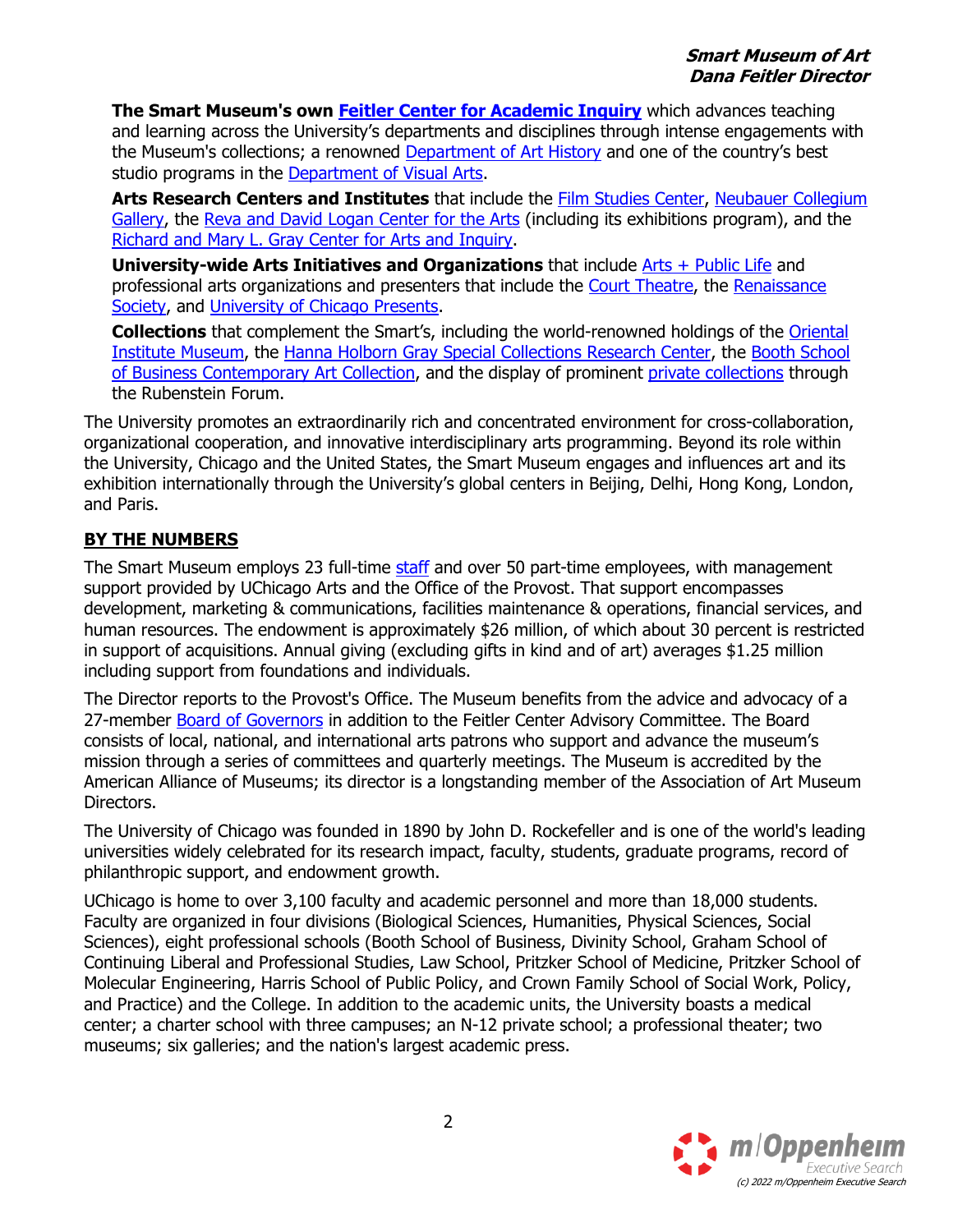**The Smart Museum's own Feitler Center for Academic Inquiry** which advances teaching and learning across the University's departments and disciplines through intense engagements with the Museum's collections; a renowned Department of Art History and one of the country's best studio programs in the Department of Visual Arts.

**Arts Research Centers and Institutes** that include the Film Studies Center, Neubauer Collegium Gallery, the Reva and David Logan Center for the Arts (including its exhibitions program), and the Richard and Mary L. Gray Center for Arts and Inquiry.

**University-wide Arts Initiatives and Organizations** that include Arts + Public Life and professional arts organizations and presenters that include the Court Theatre, the Renaissance Society, and University of Chicago Presents.

**Collections** that complement the Smart's, including the world-renowned holdings of the Oriental Institute Museum, the Hanna Holborn Gray Special Collections Research Center, the Booth School of Business Contemporary Art Collection, and the display of prominent private collections through the Rubenstein Forum.

The University promotes an extraordinarily rich and concentrated environment for cross-collaboration, organizational cooperation, and innovative interdisciplinary arts programming. Beyond its role within the University, Chicago and the United States, the Smart Museum engages and influences art and its exhibition internationally through the University's global centers in Beijing, Delhi, Hong Kong, London, and Paris.

## BY THE NUMBERS

The Smart Museum employs 23 full-time staff and over 50 part-time employees, with management support provided by UChicago Arts and the Office of the Provost. That support encompasses development, marketing & communications, facilities maintenance & operations, financial services, and human resources. The endowment is approximately $26 million, of which about 30 percent is restricted in support of acquisitions. Annual giving (excluding gifts in kind and of art) averages $1.25 million including support from foundations and individuals.

The Director reports to the Provost's Office. The Museum benefits from the advice and advocacy of a 27-member Board of Governors in addition to the Feitler Center Advisory Committee. The Board consists of local, national, and international arts patrons who support and advance the museum's mission through a series of committees and quarterly meetings. The Museum is accredited by the American Alliance of Museums; its director is a longstanding member of the Association of Art Museum Directors.

The University of Chicago was founded in 1890 by John D. Rockefeller and is one of the world's leading universities widely celebrated for its research impact, faculty, students, graduate programs, record of philanthropic support, and endowment growth.

UChicago is home to over 3,100 faculty and academic personnel and more than 18,000 students. Faculty are organized in four divisions (Biological Sciences, Humanities, Physical Sciences, Social Sciences), eight professional schools (Booth School of Business, Divinity School, Graham School of Continuing Liberal and Professional Studies, Law School, Pritzker School of Medicine, Pritzker School of Molecular Engineering, Harris School of Public Policy, and Crown Family School of Social Work, Policy, and Practice) and the College. In addition to the academic units, the University boasts a medical center; a charter school with three campuses; an N-12 private school; a professional theater; two museums; six galleries; and the nation's largest academic press.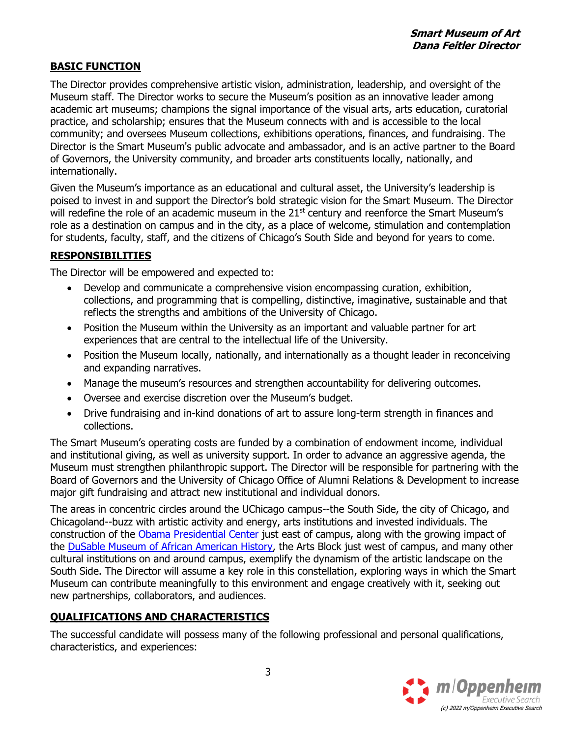## BASIC FUNCTION

The Director provides comprehensive artistic vision, administration, leadership, and oversight of the Museum staff. The Director works to secure the Museum's position as an innovative leader among academic art museums; champions the signal importance of the visual arts, arts education, curatorial practice, and scholarship; ensures that the Museum connects with and is accessible to the local community; and oversees Museum collections, exhibitions operations, finances, and fundraising. The Director is the Smart Museum's public advocate and ambassador, and is an active partner to the Board of Governors, the University community, and broader arts constituents locally, nationally, and internationally.

Given the Museum's importance as an educational and cultural asset, the University's leadership is poised to invest in and support the Director's bold strategic vision for the Smart Museum. The Director will redefine the role of an academic museum in the 21st century and reenforce the Smart Museum's role as a destination on campus and in the city, as a place of welcome, stimulation and contemplation for students, faculty, staff, and the citizens of Chicago's South Side and beyond for years to come.

## RESPONSIBILITIES

The Director will be empowered and expected to:

- Develop and communicate a comprehensive vision encompassing curation, exhibition, collections, and programming that is compelling, distinctive, imaginative, sustainable and that reflects the strengths and ambitions of the University of Chicago.
- Position the Museum within the University as an important and valuable partner for art experiences that are central to the intellectual life of the University.
- Position the Museum locally, nationally, and internationally as a thought leader in reconceiving and expanding narratives.
- Manage the museum's resources and strengthen accountability for delivering outcomes.
- Oversee and exercise discretion over the Museum's budget.
- Drive fundraising and in-kind donations of art to assure long-term strength in finances and collections.

The Smart Museum's operating costs are funded by a combination of endowment income, individual and institutional giving, as well as university support. In order to advance an aggressive agenda, the Museum must strengthen philanthropic support. The Director will be responsible for partnering with the Board of Governors and the University of Chicago Office of Alumni Relations & Development to increase major gift fundraising and attract new institutional and individual donors.

The areas in concentric circles around the UChicago campus--the South Side, the city of Chicago, and Chicagoland--buzz with artistic activity and energy, arts institutions and invested individuals. The construction of the Obama Presidential Center just east of campus, along with the growing impact of the DuSable Museum of African American History, the Arts Block just west of campus, and many other cultural institutions on and around campus, exemplify the dynamism of the artistic landscape on the South Side. The Director will assume a key role in this constellation, exploring ways in which the Smart Museum can contribute meaningfully to this environment and engage creatively with it, seeking out new partnerships, collaborators, and audiences.

## QUALIFICATIONS AND CHARACTERISTICS

The successful candidate will possess many of the following professional and personal qualifications, characteristics, and experiences: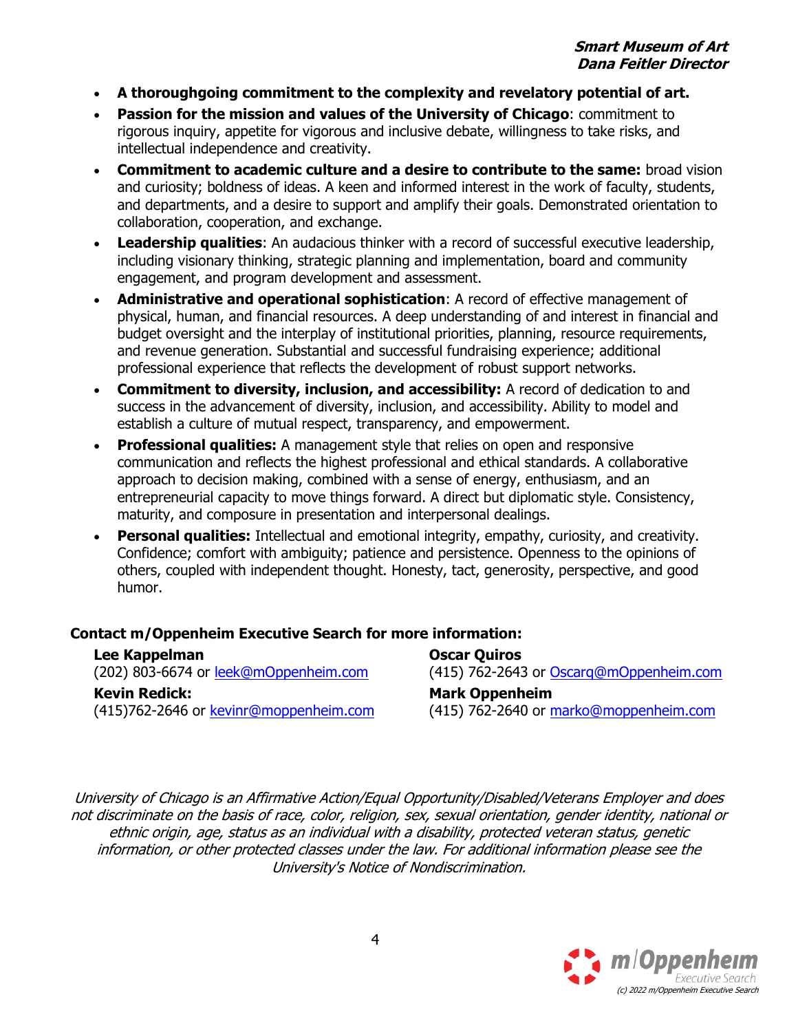- **A thoroughgoing commitment to the complexity and revelatory potential of art.**
- **Passion for the mission and values of the University of Chicago**: commitment to rigorous inquiry, appetite for vigorous and inclusive debate, willingness to take risks, and intellectual independence and creativity.
- **Commitment to academic culture and a desire to contribute to the same:** broad vision and curiosity; boldness of ideas. A keen and informed interest in the work of faculty, students, and departments, and a desire to support and amplify their goals. Demonstrated orientation to collaboration, cooperation, and exchange.
- **Leadership qualities**: An audacious thinker with a record of successful executive leadership, including visionary thinking, strategic planning and implementation, board and community engagement, and program development and assessment.
- **Administrative and operational sophistication**: A record of effective management of physical, human, and financial resources. A deep understanding of and interest in financial and budget oversight and the interplay of institutional priorities, planning, resource requirements, and revenue generation. Substantial and successful fundraising experience; additional professional experience that reflects the development of robust support networks.
- **Commitment to diversity, inclusion, and accessibility:** A record of dedication to and success in the advancement of diversity, inclusion, and accessibility. Ability to model and establish a culture of mutual respect, transparency, and empowerment.
- **Professional qualities:** A management style that relies on open and responsive communication and reflects the highest professional and ethical standards. A collaborative approach to decision making, combined with a sense of energy, enthusiasm, and an entrepreneurial capacity to move things forward. A direct but diplomatic style. Consistency, maturity, and composure in presentation and interpersonal dealings.
- **Personal qualities:** Intellectual and emotional integrity, empathy, curiosity, and creativity. Confidence; comfort with ambiguity; patience and persistence. Openness to the opinions of others, coupled with independent thought. Honesty, tact, generosity, perspective, and good humor.

**Contact m/Oppenheim Executive Search for more information:**

**Lee Kappelman**
(202) 803-6674 or leek@mOppenheim.com

**Kevin Redick:**
(415)762-2646 or kevinr@moppenheim.com

**Oscar Quiros**
(415) 762-2643 or Oscarq@mOppenheim.com

**Mark Oppenheim**
(415) 762-2640 or marko@moppenheim.com

*University of Chicago is an Affirmative Action/Equal Opportunity/Disabled/Veterans Employer and does not discriminate on the basis of race, color, religion, sex, sexual orientation, gender identity, national or ethnic origin, age, status as an individual with a disability, protected veteran status, genetic information, or other protected classes under the law. For additional information please see the University's Notice of Nondiscrimination.*